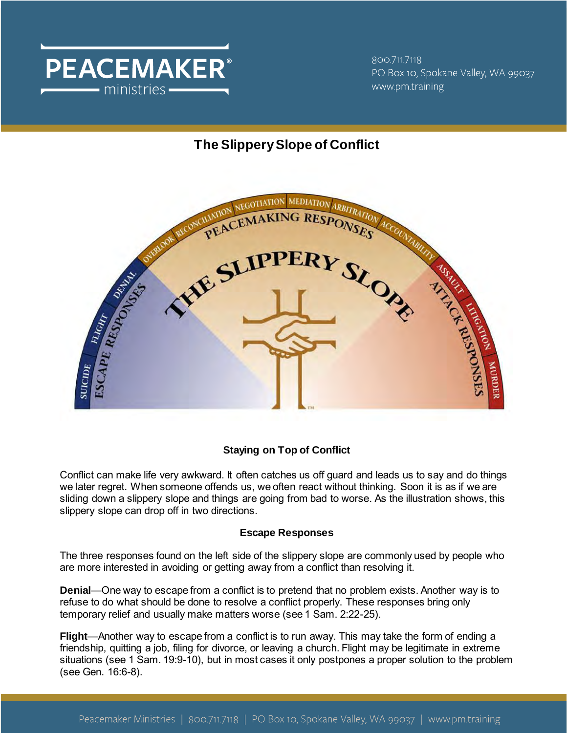# The Slippery Slope of Conflict

### Staying on Top of Conflict

Conflict can make life very awkward. It often catches us off guard and leads us to say and do things we later regret. When someone offends us, we often react without thinking. Soon it is as if we are sliding down a slippery slope and things are going from bad to worse. As the illustration shows, this slippery slope can drop off in two directions.

### Escape Responses

The three responses found on the left side of the slippery slope are commonly used by people who are more interested in avoiding or getting away from a conflict than resolving it.

**Denial**—One way to escape from a conflict is to pretend that no problem exists. Another way is to refuse to do what should be done to resolve a conflict properly. These responses bring only temporary relief and usually make matters worse (see 1 Sam. 2:22-25).

**Flight**—Another way to escape from a conflict is to run away. This may take the form of ending a friendship, quitting a job, filing for divorce, or leaving a church. Flight may be legitimate in extreme situations (see 1 Sam. 19:9-10), but in most cases it only postpones a proper solution to the problem (see Gen. 16:6-8).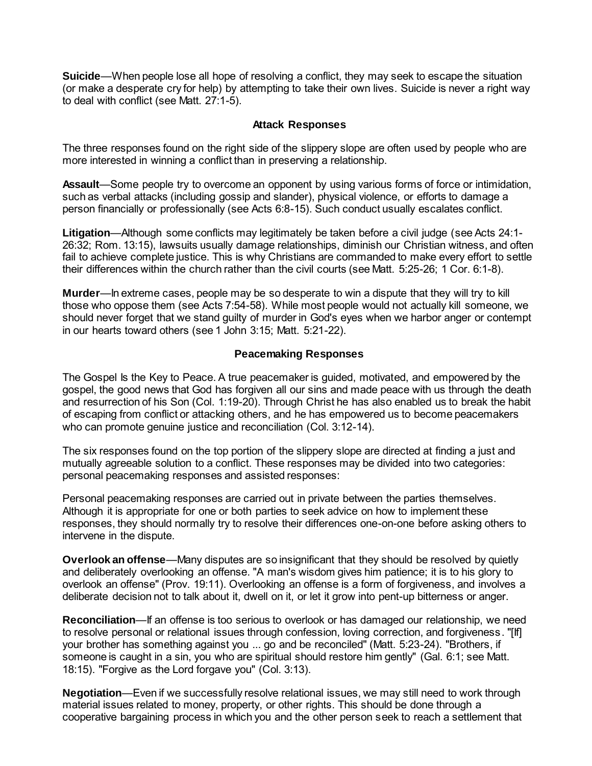**Suicide**—When people lose all hope of resolving a conflict, they may seek to escape the situation (or make a desperate cry for help) by attempting to take their own lives. Suicide is never a right way to deal with conflict (see Matt. 27:1-5).

### Attack Responses

The three responses found on the right side of the slippery slope are often used by people who are more interested in winning a conflict than in preserving a relationship.

**Assault**—Some people try to overcome an opponent by using various forms of force or intimidation, such as verbal attacks (including gossip and slander), physical violence, or efforts to damage a person financially or professionally (see Acts 6:8-15). Such conduct usually escalates conflict.

**Litigation**—Although some conflicts may legitimately be taken before a civil judge (see Acts 24:1-26:32; Rom. 13:15), lawsuits usually damage relationships, diminish our Christian witness, and often fail to achieve complete justice. This is why Christians are commanded to make every effort to settle their differences within the church rather than the civil courts (see Matt. 5:25-26; 1 Cor. 6:1-8).

**Murder**—In extreme cases, people may be so desperate to win a dispute that they will try to kill those who oppose them (see Acts 7:54-58). While most people would not actually kill someone, we should never forget that we stand guilty of murder in God's eyes when we harbor anger or contempt in our hearts toward others (see 1 John 3:15; Matt. 5:21-22).

### Peacemaking Responses

The Gospel Is the Key to Peace. A true peacemaker is guided, motivated, and empowered by the gospel, the good news that God has forgiven all our sins and made peace with us through the death and resurrection of his Son (Col. 1:19-20). Through Christ he has also enabled us to break the habit of escaping from conflict or attacking others, and he has empowered us to become peacemakers who can promote genuine justice and reconciliation (Col. 3:12-14).

The six responses found on the top portion of the slippery slope are directed at finding a just and mutually agreeable solution to a conflict. These responses may be divided into two categories: personal peacemaking responses and assisted responses:

Personal peacemaking responses are carried out in private between the parties themselves. Although it is appropriate for one or both parties to seek advice on how to implement these responses, they should normally try to resolve their differences one-on-one before asking others to intervene in the dispute.

**Overlook an offense**—Many disputes are so insignificant that they should be resolved by quietly and deliberately overlooking an offense. "A man's wisdom gives him patience; it is to his glory to overlook an offense" (Prov. 19:11). Overlooking an offense is a form of forgiveness, and involves a deliberate decision not to talk about it, dwell on it, or let it grow into pent-up bitterness or anger.

**Reconciliation**—If an offense is too serious to overlook or has damaged our relationship, we need to resolve personal or relational issues through confession, loving correction, and forgiveness. "[If] your brother has something against you ... go and be reconciled" (Matt. 5:23-24). "Brothers, if someone is caught in a sin, you who are spiritual should restore him gently" (Gal. 6:1; see Matt. 18:15). "Forgive as the Lord forgave you" (Col. 3:13).

**Negotiation**—Even if we successfully resolve relational issues, we may still need to work through material issues related to money, property, or other rights. This should be done through a cooperative bargaining process in which you and the other person seek to reach a settlement that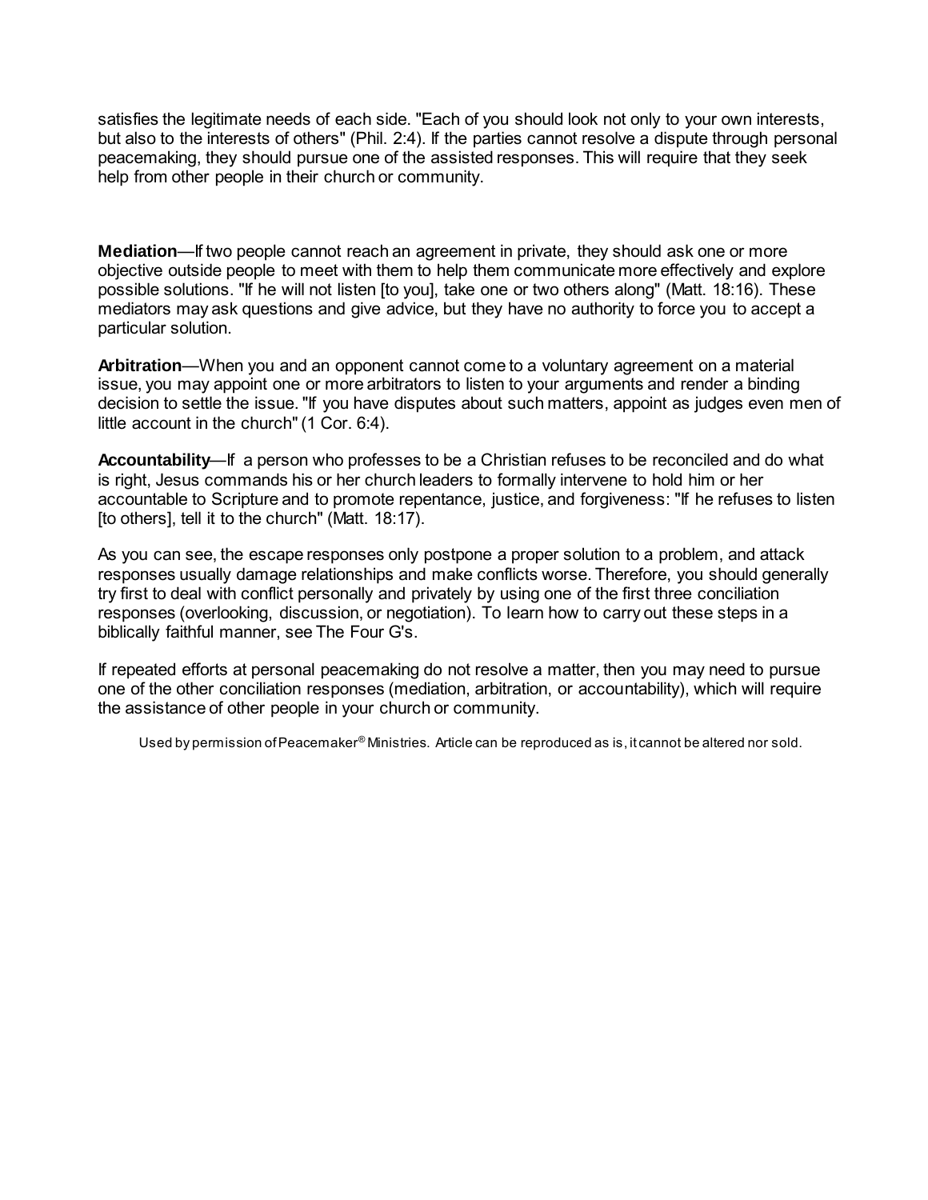satisfies the legitimate needs of each side. "Each of you should look not only to your own interests, but also to the interests of others" (Phil. 2:4). If the parties cannot resolve a dispute through personal peacemaking, they should pursue one of the assisted responses. This will require that they seek help from other people in their church or community.

**Mediation**—If two people cannot reach an agreement in private, they should ask one or more objective outside people to meet with them to help them communicate more effectively and explore possible solutions. "If he will not listen [to you], take one or two others along" (Matt. 18:16). These mediators may ask questions and give advice, but they have no authority to force you to accept a particular solution.

**Arbitration**—When you and an opponent cannot come to a voluntary agreement on a material issue, you may appoint one or more arbitrators to listen to your arguments and render a binding decision to settle the issue. "If you have disputes about such matters, appoint as judges even men of little account in the church" (1 Cor. 6:4).

**Accountability**—If a person who professes to be a Christian refuses to be reconciled and do what is right, Jesus commands his or her church leaders to formally intervene to hold him or her accountable to Scripture and to promote repentance, justice, and forgiveness: "If he refuses to listen [to others], tell it to the church" (Matt. 18:17).

As you can see, the escape responses only postpone a proper solution to a problem, and attack responses usually damage relationships and make conflicts worse. Therefore, you should generally try first to deal with conflict personally and privately by using one of the first three conciliation responses (overlooking, discussion, or negotiation). To learn how to carry out these steps in a biblically faithful manner, see The Four G's.

If repeated efforts at personal peacemaking do not resolve a matter, then you may need to pursue one of the other conciliation responses (mediation, arbitration, or accountability), which will require the assistance of other people in your church or community.

Used by permission of Peacemaker® Ministries. Article can be reproduced as is, it cannot be altered nor sold.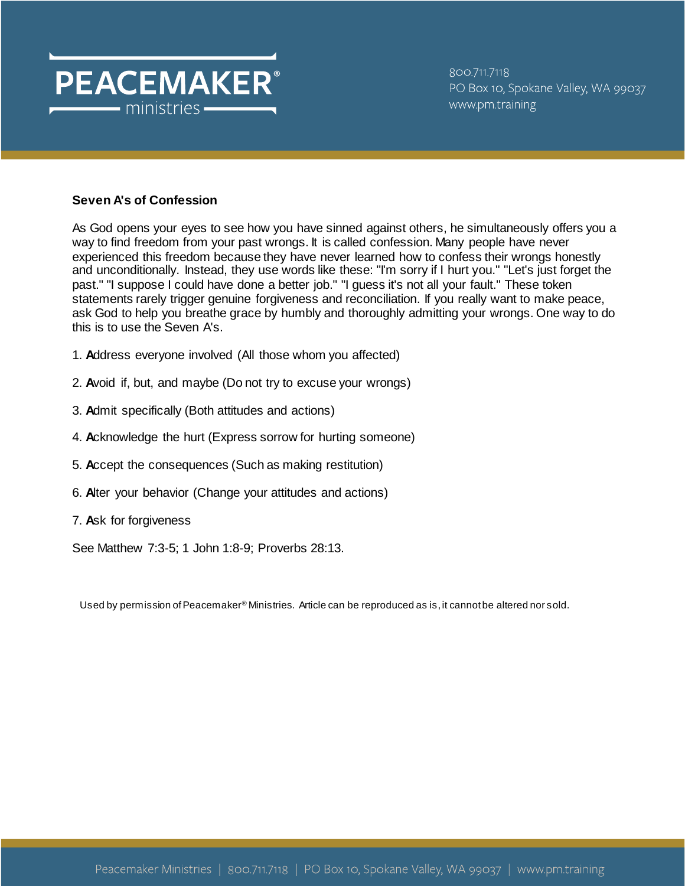**Seven A's of Confession**

As God opens your eyes to see how you have sinned against others, he simultaneously offers you a way to find freedom from your past wrongs. It is called confession. Many people have never experienced this freedom because they have never learned how to confess their wrongs honestly and unconditionally. Instead, they use words like these: "I'm sorry if I hurt you." "Let's just forget the past." "I suppose I could have done a better job." "I guess it's not all your fault." These token statements rarely trigger genuine forgiveness and reconciliation. If you really want to make peace, ask God to help you breathe grace by humbly and thoroughly admitting your wrongs. One way to do this is to use the Seven A's.

1. **A**ddress everyone involved (All those whom you affected)

2. **A**void if, but, and maybe (Do not try to excuse your wrongs)

3. **A**dmit specifically (Both attitudes and actions)

4. **A**cknowledge the hurt (Express sorrow for hurting someone)

5. **A**ccept the consequences (Such as making restitution)

6. **A**lter your behavior (Change your attitudes and actions)

7. **A**sk for forgiveness

See Matthew 7:3-5; 1 John 1:8-9; Proverbs 28:13.

Used by permission of Peacemaker® Ministries. Article can be reproduced as is, it cannot be altered nor sold.